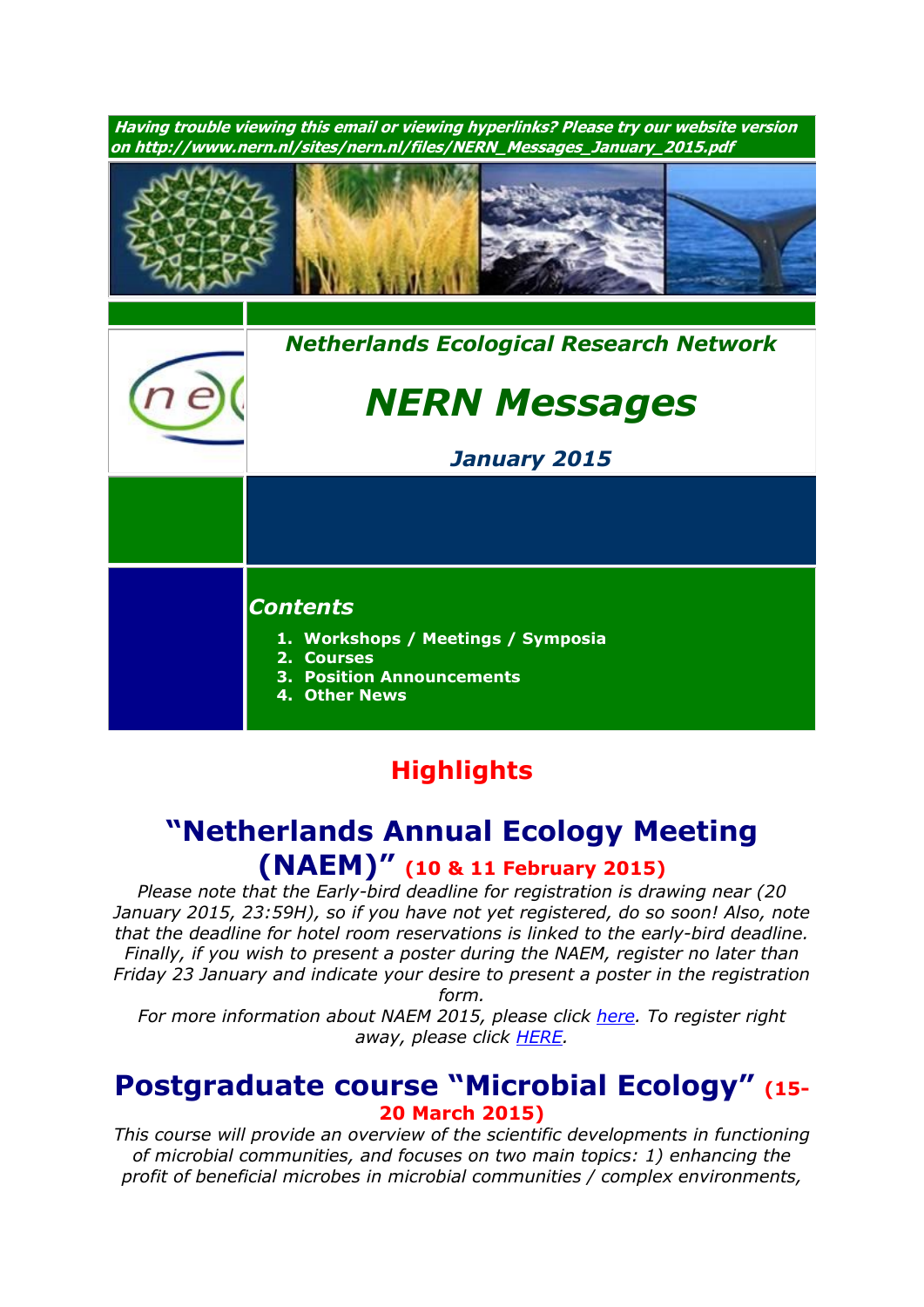***Having trouble viewing this email or viewing hyperlinks? Please try our website version on http://www.nern.nl/sites/nern.nl/files/NERN_Messages_January_2015.pdf***

***Netherlands Ecological Research Network***

# *NERN Messages*

***January 2015***

## *Contents*

1. **Workshops / Meetings / Symposia**
2. **Courses**
3. **Position Announcements**
4. **Other News**

## Highlights

## "Netherlands Annual Ecology Meeting (NAEM)" (10 & 11 February 2015)

*Please note that the Early-bird deadline for registration is drawing near (20 January 2015, 23:59H), so if you have not yet registered, do so soon! Also, note that the deadline for hotel room reservations is linked to the early-bird deadline. Finally, if you wish to present a poster during the NAEM, register no later than Friday 23 January and indicate your desire to present a poster in the registration form.*

*For more information about NAEM 2015, please click here. To register right away, please click HERE.*

## Postgraduate course "Microbial Ecology" (15-20 March 2015)

*This course will provide an overview of the scientific developments in functioning of microbial communities, and focuses on two main topics: 1) enhancing the profit of beneficial microbes in microbial communities / complex environments,*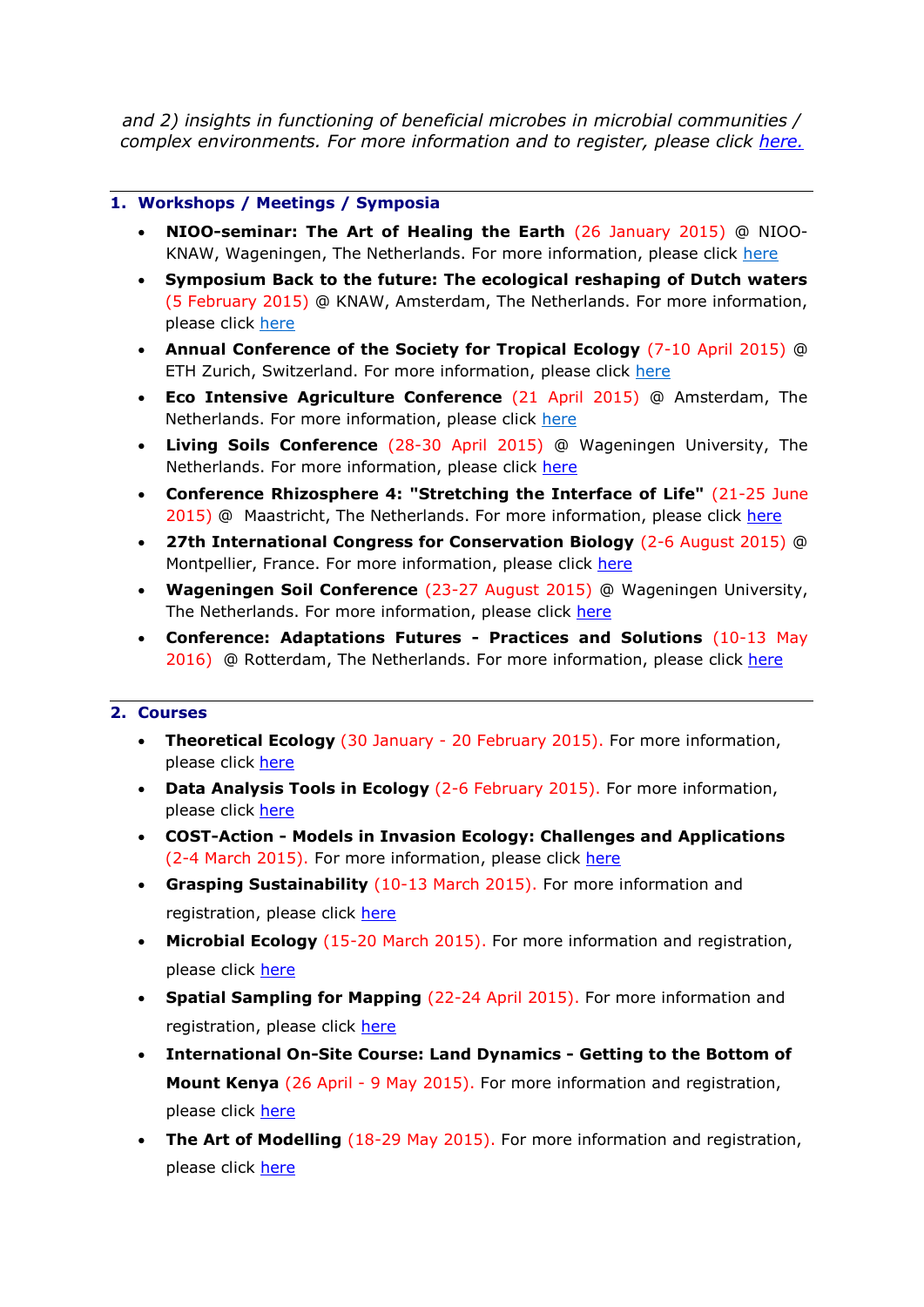*and 2) insights in functioning of beneficial microbes in microbial communities / complex environments. For more information and to register, please click here.*

## 1. Workshops / Meetings / Symposia

- **NIOO-seminar: The Art of Healing the Earth** (26 January 2015) @ NIOO-KNAW, Wageningen, The Netherlands. For more information, please click here
- **Symposium Back to the future: The ecological reshaping of Dutch waters** (5 February 2015) @ KNAW, Amsterdam, The Netherlands. For more information, please click here
- **Annual Conference of the Society for Tropical Ecology** (7-10 April 2015) @ ETH Zurich, Switzerland. For more information, please click here
- **Eco Intensive Agriculture Conference** (21 April 2015) @ Amsterdam, The Netherlands. For more information, please click here
- **Living Soils Conference** (28-30 April 2015) @ Wageningen University, The Netherlands. For more information, please click here
- **Conference Rhizosphere 4: "Stretching the Interface of Life"** (21-25 June 2015) @ Maastricht, The Netherlands. For more information, please click here
- **27th International Congress for Conservation Biology** (2-6 August 2015) @ Montpellier, France. For more information, please click here
- **Wageningen Soil Conference** (23-27 August 2015) @ Wageningen University, The Netherlands. For more information, please click here
- **Conference: Adaptations Futures - Practices and Solutions** (10-13 May 2016) @ Rotterdam, The Netherlands. For more information, please click here

## 2. Courses

- **Theoretical Ecology** (30 January - 20 February 2015). For more information, please click here
- **Data Analysis Tools in Ecology** (2-6 February 2015). For more information, please click here
- **COST-Action - Models in Invasion Ecology: Challenges and Applications** (2-4 March 2015). For more information, please click here
- **Grasping Sustainability** (10-13 March 2015). For more information and registration, please click here
- **Microbial Ecology** (15-20 March 2015). For more information and registration, please click here
- **Spatial Sampling for Mapping** (22-24 April 2015). For more information and registration, please click here
- **International On-Site Course: Land Dynamics - Getting to the Bottom of Mount Kenya** (26 April - 9 May 2015). For more information and registration, please click here
- **The Art of Modelling** (18-29 May 2015). For more information and registration, please click here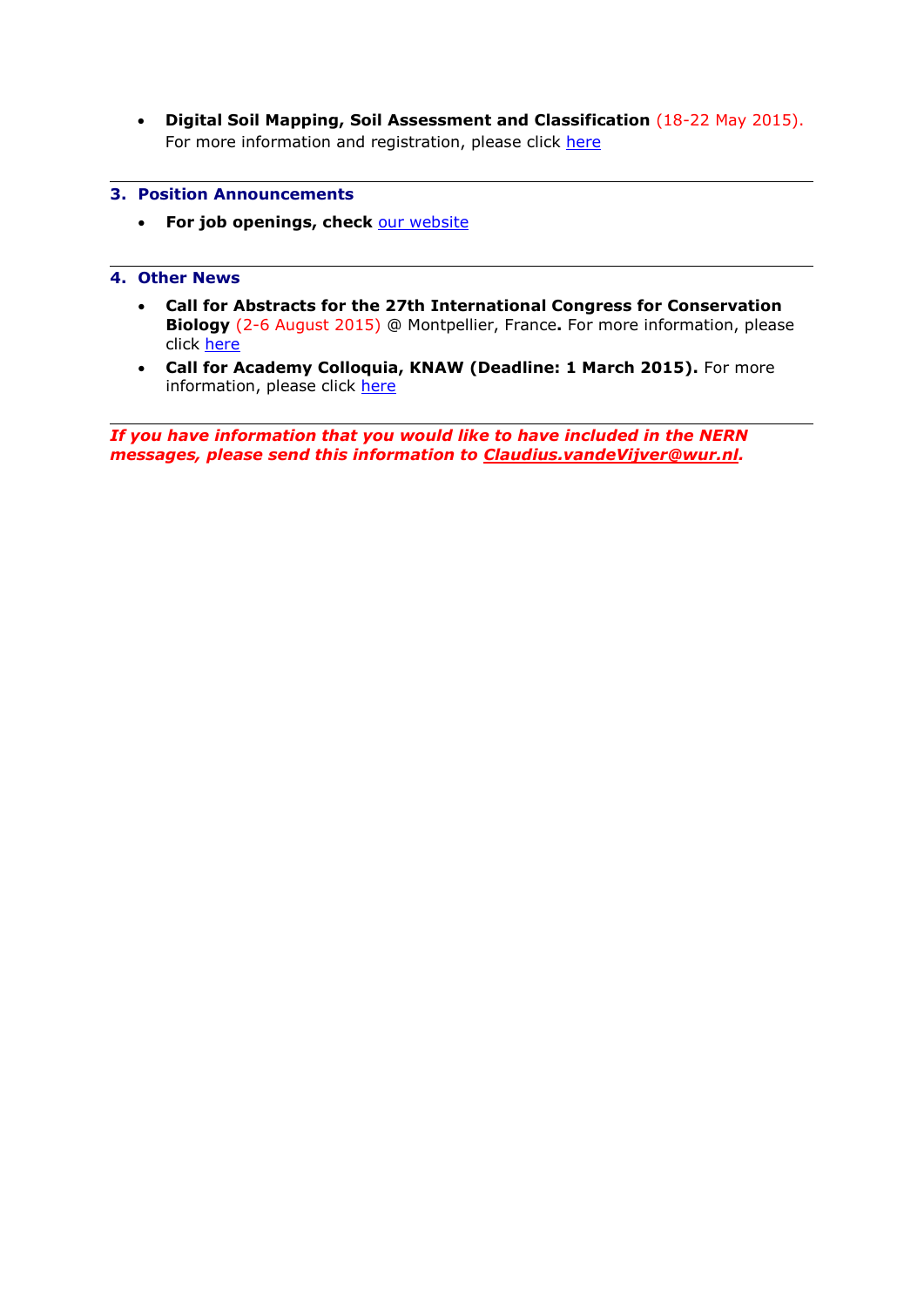- **Digital Soil Mapping, Soil Assessment and Classification** (18-22 May 2015). For more information and registration, please click here

---

## 3. Position Announcements

- **For job openings, check** our website

---

## 4. Other News

- **Call for Abstracts for the 27th International Congress for Conservation Biology** (2-6 August 2015) @ Montpellier, France**.** For more information, please click here
- **Call for Academy Colloquia, KNAW (Deadline: 1 March 2015).** For more information, please click here

---

***If you have information that you would like to have included in the NERN messages, please send this information to Claudius.vandeVijver@wur.nl.***